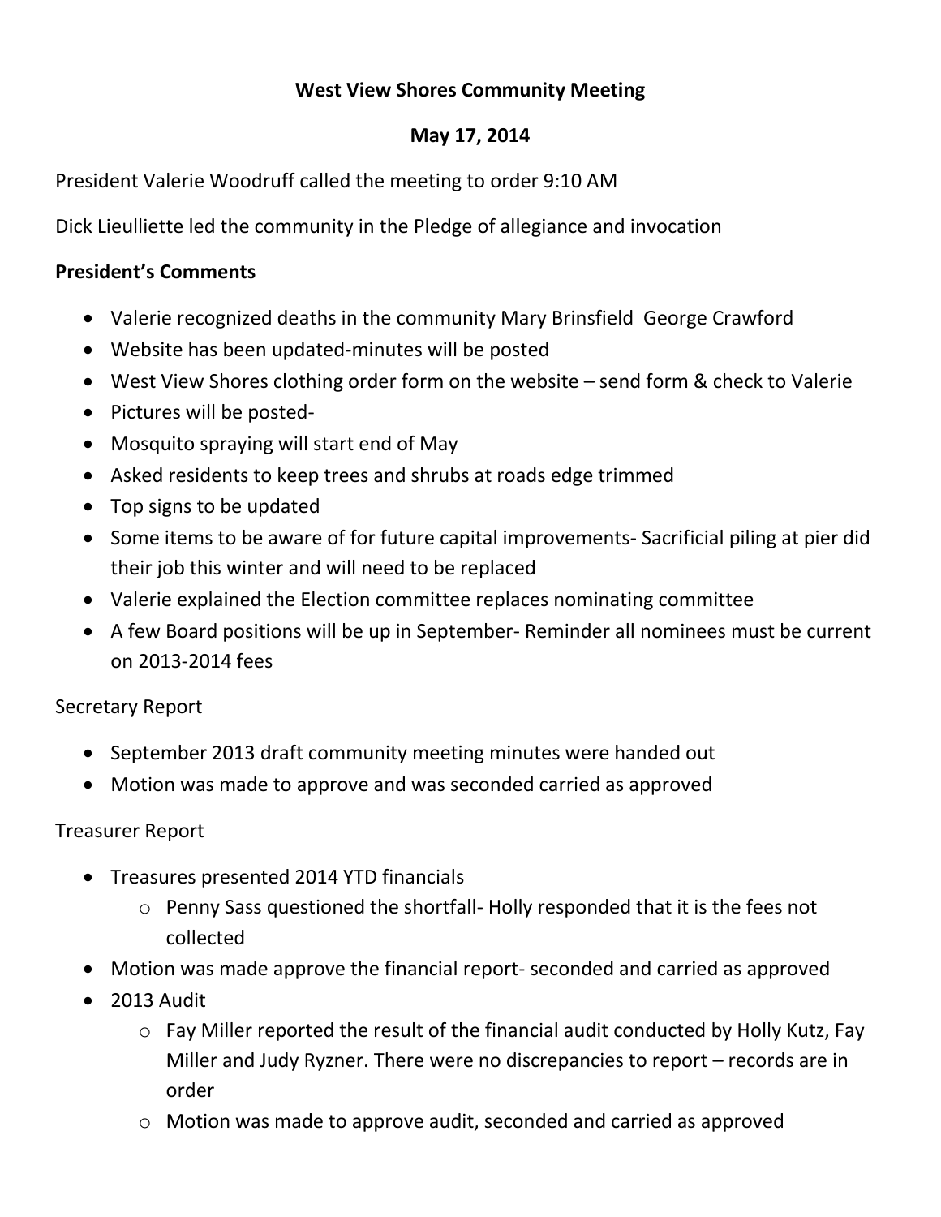**West View Shores Community Meeting**

**May 17, 2014**

President Valerie Woodruff called the meeting to order 9:10 AM

Dick Lieulliette led the community in the Pledge of allegiance and invocation

**<u>President's Comments</u>**

- Valerie recognized deaths in the community Mary Brinsfield George Crawford
- Website has been updated-minutes will be posted
- West View Shores clothing order form on the website – send form & check to Valerie
- Pictures will be posted-
- Mosquito spraying will start end of May
- Asked residents to keep trees and shrubs at roads edge trimmed
- Top signs to be updated
- Some items to be aware of for future capital improvements- Sacrificial piling at pier did their job this winter and will need to be replaced
- Valerie explained the Election committee replaces nominating committee
- A few Board positions will be up in September- Reminder all nominees must be current on 2013-2014 fees

Secretary Report

- September 2013 draft community meeting minutes were handed out
- Motion was made to approve and was seconded carried as approved

Treasurer Report

- Treasures presented 2014 YTD financials
  - Penny Sass questioned the shortfall- Holly responded that it is the fees not collected
- Motion was made approve the financial report- seconded and carried as approved
- 2013 Audit
  - Fay Miller reported the result of the financial audit conducted by Holly Kutz, Fay Miller and Judy Ryzner. There were no discrepancies to report – records are in order
  - Motion was made to approve audit, seconded and carried as approved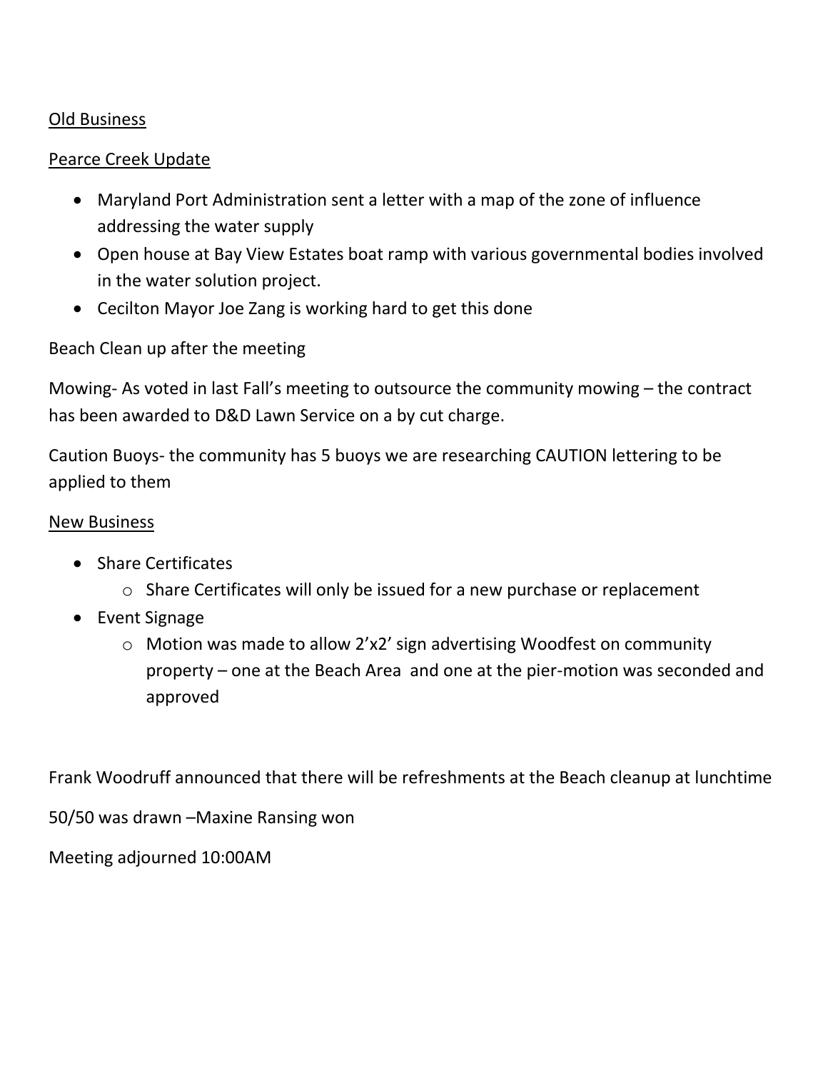Old Business

Pearce Creek Update

- Maryland Port Administration sent a letter with a map of the zone of influence addressing the water supply
- Open house at Bay View Estates boat ramp with various governmental bodies involved in the water solution project.
- Cecilton Mayor Joe Zang is working hard to get this done

Beach Clean up after the meeting

Mowing- As voted in last Fall's meeting to outsource the community mowing – the contract has been awarded to D&D Lawn Service on a by cut charge.

Caution Buoys- the community has 5 buoys we are researching CAUTION lettering to be applied to them

New Business

- Share Certificates
  - Share Certificates will only be issued for a new purchase or replacement
- Event Signage
  - Motion was made to allow 2'x2' sign advertising Woodfest on community property – one at the Beach Area and one at the pier-motion was seconded and approved

Frank Woodruff announced that there will be refreshments at the Beach cleanup at lunchtime

50/50 was drawn –Maxine Ransing won

Meeting adjourned 10:00AM